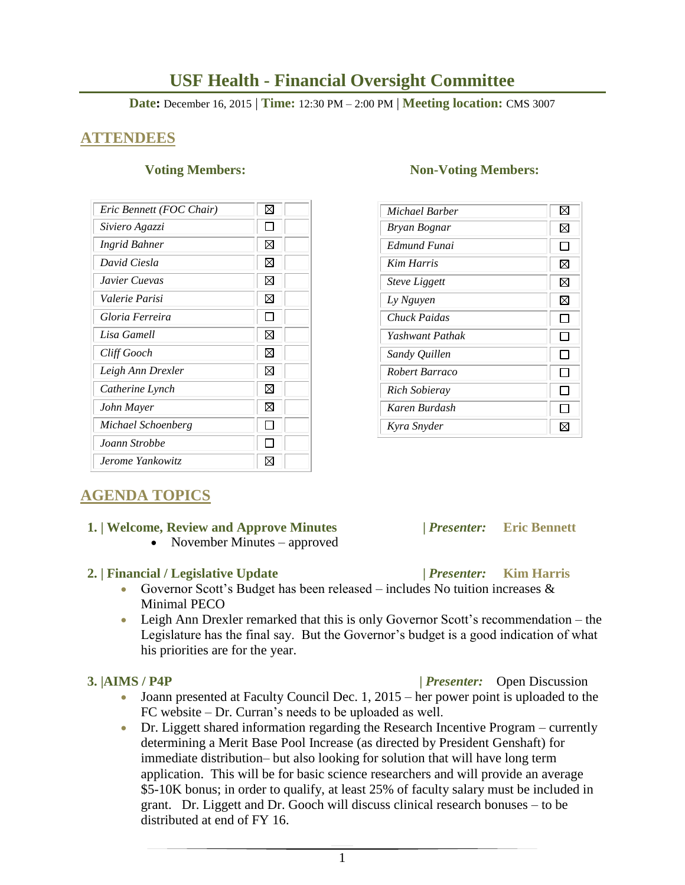# USF Health - Financial Oversight Committee

**Date:** December 16, 2015 | **Time:** 12:30 PM – 2:00 PM | **Meeting location:** CMS 3007

## ATTENDEES

### Voting Members:

| Name | Present | |
|---|---|---|
| *Eric Bennett (FOC Chair)* | ☒ | |
| *Siviero Agazzi* | ☐ | |
| *Ingrid Bahner* | ☒ | |
| *David Ciesla* | ☒ | |
| *Javier Cuevas* | ☒ | |
| *Valerie Parisi* | ☒ | |
| *Gloria Ferreira* | ☐ | |
| *Lisa Gamell* | ☒ | |
| *Cliff Gooch* | ☒ | |
| *Leigh Ann Drexler* | ☒ | |
| *Catherine Lynch* | ☒ | |
| *John Mayer* | ☒ | |
| *Michael Schoenberg* | ☐ | |
| *Joann Strobbe* | ☐ | |
| *Jerome Yankowitz* | ☒ | |

### Non-Voting Members:

| Name | Present |
|---|---|
| *Michael Barber* | ☒ |
| *Bryan Bognar* | ☒ |
| *Edmund Funai* | ☐ |
| *Kim Harris* | ☒ |
| *Steve Liggett* | ☒ |
| *Ly Nguyen* | ☒ |
| *Chuck Paidas* | ☐ |
| *Yashwant Pathak* | ☐ |
| *Sandy Quillen* | ☐ |
| *Robert Barraco* | ☐ |
| *Rich Sobieray* | ☐ |
| *Karen Burdash* | ☐ |
| *Kyra Snyder* | ☒ |

## AGENDA TOPICS

### 1. | Welcome, Review and Approve Minutes | *Presenter:* Eric Bennett

- November Minutes – approved

### 2. | Financial / Legislative Update | *Presenter:* Kim Harris

- Governor Scott's Budget has been released – includes No tuition increases & Minimal PECO
- Leigh Ann Drexler remarked that this is only Governor Scott's recommendation – the Legislature has the final say. But the Governor's budget is a good indication of what his priorities are for the year.

### 3. |AIMS / P4P | *Presenter:* Open Discussion

- Joann presented at Faculty Council Dec. 1, 2015 – her power point is uploaded to the FC website – Dr. Curran's needs to be uploaded as well.
- Dr. Liggett shared information regarding the Research Incentive Program – currently determining a Merit Base Pool Increase (as directed by President Genshaft) for immediate distribution– but also looking for solution that will have long term application. This will be for basic science researchers and will provide an average $5-10K bonus; in order to qualify, at least 25% of faculty salary must be included in grant. Dr. Liggett and Dr. Gooch will discuss clinical research bonuses – to be distributed at end of FY 16.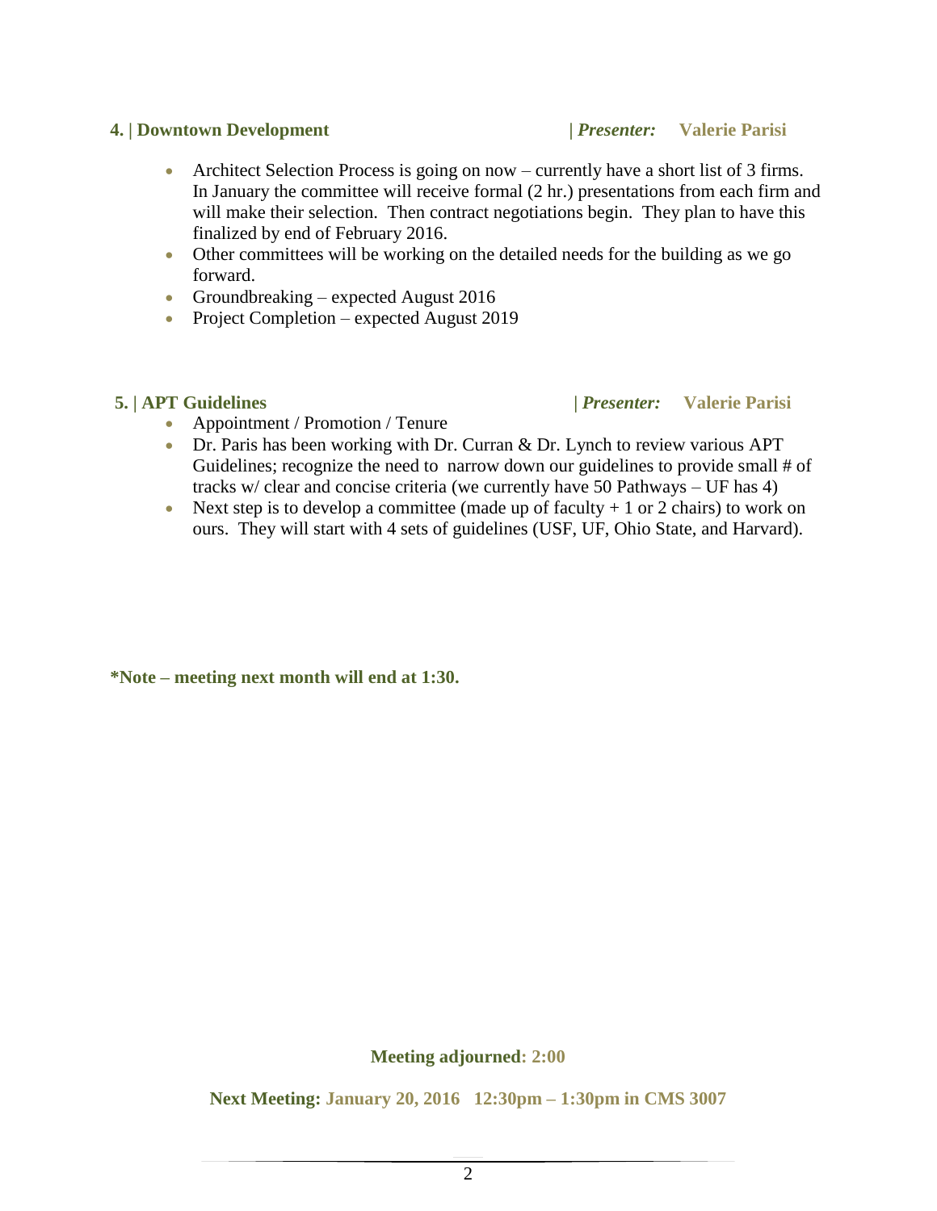### 4. | Downtown Development | *Presenter:* Valerie Parisi

- Architect Selection Process is going on now – currently have a short list of 3 firms. In January the committee will receive formal (2 hr.) presentations from each firm and will make their selection. Then contract negotiations begin. They plan to have this finalized by end of February 2016.
- Other committees will be working on the detailed needs for the building as we go forward.
- Groundbreaking – expected August 2016
- Project Completion – expected August 2019

### 5. | APT Guidelines | *Presenter:* Valerie Parisi

- Appointment / Promotion / Tenure
- Dr. Paris has been working with Dr. Curran & Dr. Lynch to review various APT Guidelines; recognize the need to narrow down our guidelines to provide small # of tracks w/ clear and concise criteria (we currently have 50 Pathways – UF has 4)
- Next step is to develop a committee (made up of faculty + 1 or 2 chairs) to work on ours. They will start with 4 sets of guidelines (USF, UF, Ohio State, and Harvard).

**\*Note – meeting next month will end at 1:30.**

**Meeting adjourned: 2:00**

**Next Meeting: January 20, 2016 12:30pm – 1:30pm in CMS 3007**